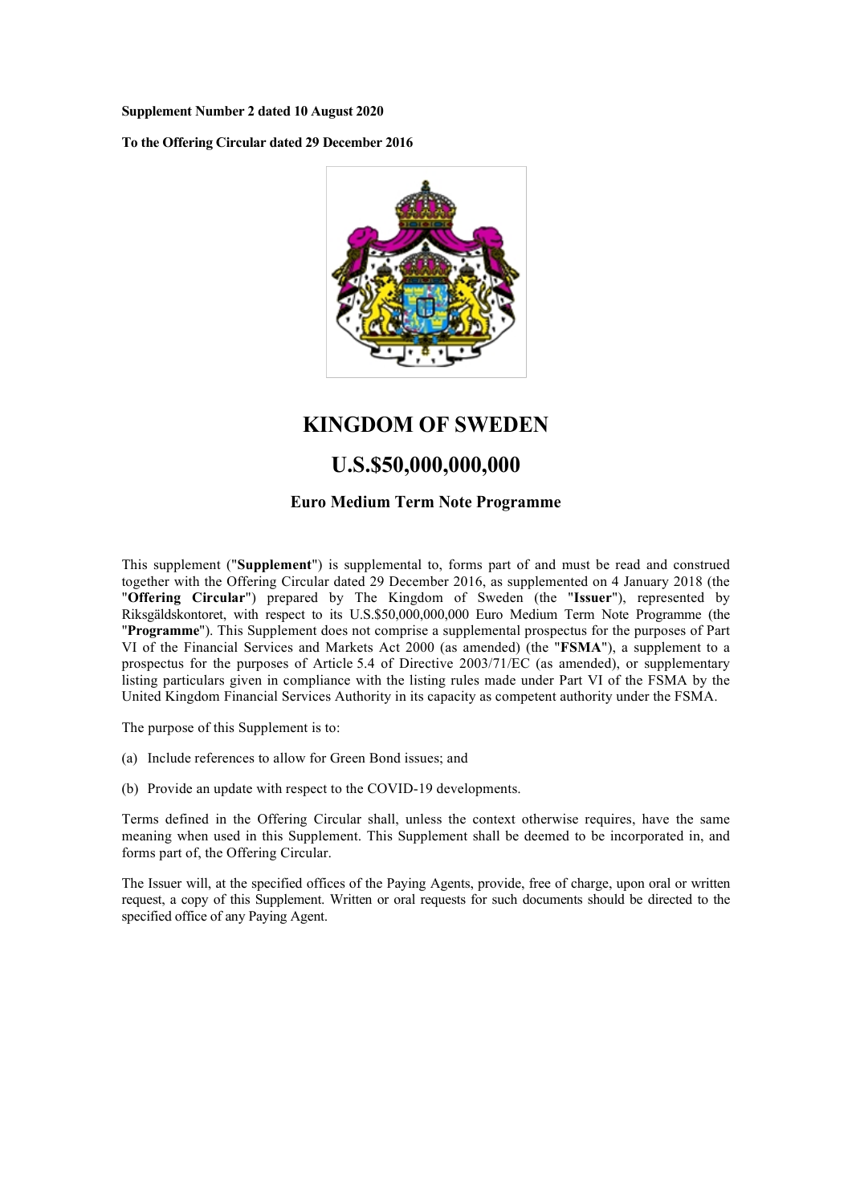**Supplement Number 2 dated 10 August 2020**

**To the Offering Circular dated 29 December 2016**

# KINGDOM OF SWEDEN

# U.S.$50,000,000,000

### Euro Medium Term Note Programme

This supplement ("**Supplement**") is supplemental to, forms part of and must be read and construed together with the Offering Circular dated 29 December 2016, as supplemented on 4 January 2018 (the "**Offering Circular**") prepared by The Kingdom of Sweden (the "**Issuer**"), represented by Riksgäldskontoret, with respect to its U.S.$50,000,000,000 Euro Medium Term Note Programme (the "**Programme**"). This Supplement does not comprise a supplemental prospectus for the purposes of Part VI of the Financial Services and Markets Act 2000 (as amended) (the "**FSMA**"), a supplement to a prospectus for the purposes of Article 5.4 of Directive 2003/71/EC (as amended), or supplementary listing particulars given in compliance with the listing rules made under Part VI of the FSMA by the United Kingdom Financial Services Authority in its capacity as competent authority under the FSMA.

The purpose of this Supplement is to:

(a) Include references to allow for Green Bond issues; and

(b) Provide an update with respect to the COVID-19 developments.

Terms defined in the Offering Circular shall, unless the context otherwise requires, have the same meaning when used in this Supplement. This Supplement shall be deemed to be incorporated in, and forms part of, the Offering Circular.

The Issuer will, at the specified offices of the Paying Agents, provide, free of charge, upon oral or written request, a copy of this Supplement. Written or oral requests for such documents should be directed to the specified office of any Paying Agent.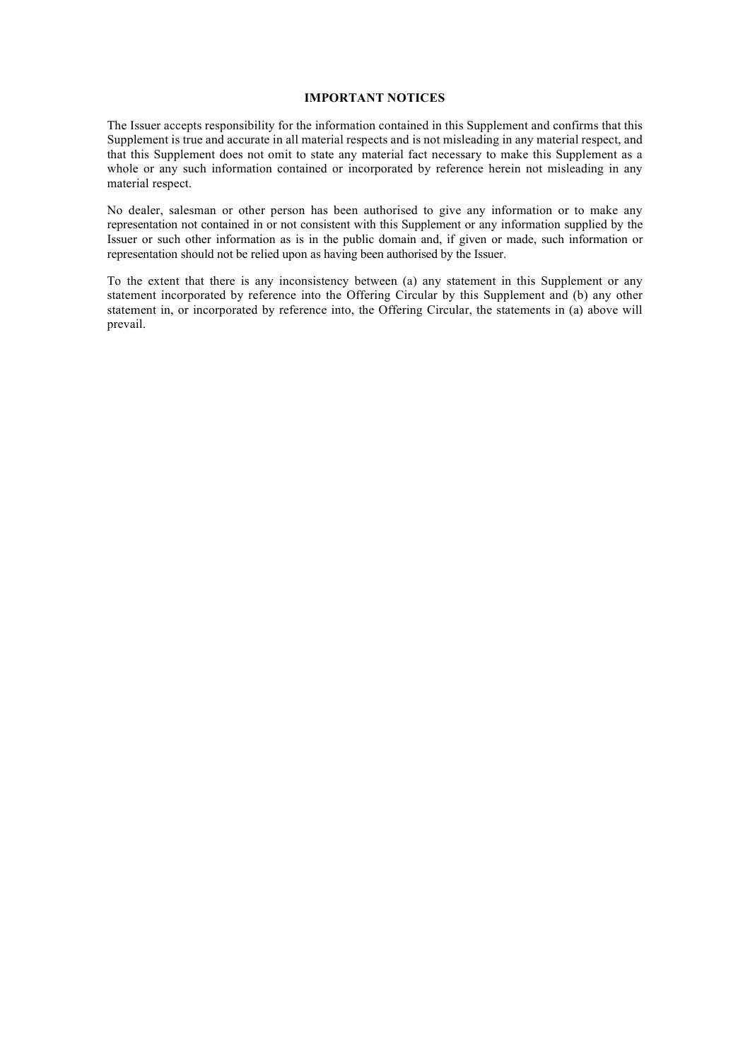# IMPORTANT NOTICES

The Issuer accepts responsibility for the information contained in this Supplement and confirms that this Supplement is true and accurate in all material respects and is not misleading in any material respect, and that this Supplement does not omit to state any material fact necessary to make this Supplement as a whole or any such information contained or incorporated by reference herein not misleading in any material respect.

No dealer, salesman or other person has been authorised to give any information or to make any representation not contained in or not consistent with this Supplement or any information supplied by the Issuer or such other information as is in the public domain and, if given or made, such information or representation should not be relied upon as having been authorised by the Issuer.

To the extent that there is any inconsistency between (a) any statement in this Supplement or any statement incorporated by reference into the Offering Circular by this Supplement and (b) any other statement in, or incorporated by reference into, the Offering Circular, the statements in (a) above will prevail.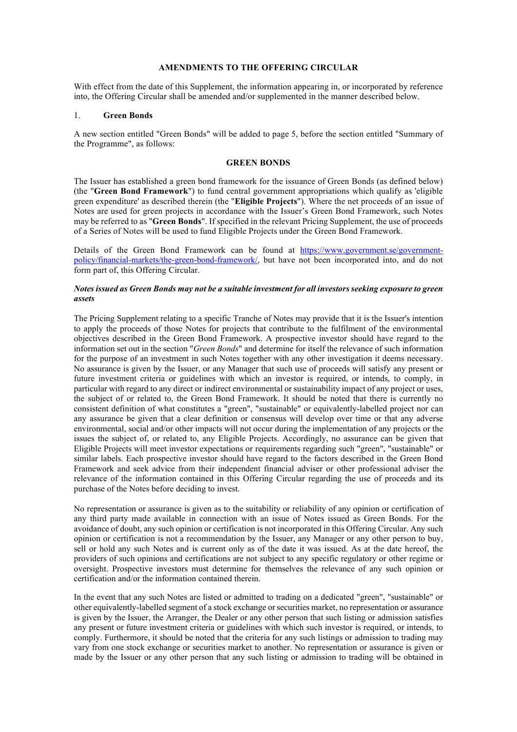## AMENDMENTS TO THE OFFERING CIRCULAR

With effect from the date of this Supplement, the information appearing in, or incorporated by reference into, the Offering Circular shall be amended and/or supplemented in the manner described below.

### 1. Green Bonds

A new section entitled "Green Bonds" will be added to page 5, before the section entitled "Summary of the Programme", as follows:

### GREEN BONDS

The Issuer has established a green bond framework for the issuance of Green Bonds (as defined below) (the "**Green Bond Framework**") to fund central government appropriations which qualify as 'eligible green expenditure' as described therein (the "**Eligible Projects**"). Where the net proceeds of an issue of Notes are used for green projects in accordance with the Issuer's Green Bond Framework, such Notes may be referred to as "**Green Bonds**". If specified in the relevant Pricing Supplement, the use of proceeds of a Series of Notes will be used to fund Eligible Projects under the Green Bond Framework.

Details of the Green Bond Framework can be found at https://www.government.se/government-policy/financial-markets/the-green-bond-framework/, but have not been incorporated into, and do not form part of, this Offering Circular.

***Notes issued as Green Bonds may not be a suitable investment for all investors seeking exposure to green assets***

The Pricing Supplement relating to a specific Tranche of Notes may provide that it is the Issuer's intention to apply the proceeds of those Notes for projects that contribute to the fulfilment of the environmental objectives described in the Green Bond Framework. A prospective investor should have regard to the information set out in the section "*Green Bonds*" and determine for itself the relevance of such information for the purpose of an investment in such Notes together with any other investigation it deems necessary. No assurance is given by the Issuer, or any Manager that such use of proceeds will satisfy any present or future investment criteria or guidelines with which an investor is required, or intends, to comply, in particular with regard to any direct or indirect environmental or sustainability impact of any project or uses, the subject of or related to, the Green Bond Framework. It should be noted that there is currently no consistent definition of what constitutes a "green", "sustainable" or equivalently-labelled project nor can any assurance be given that a clear definition or consensus will develop over time or that any adverse environmental, social and/or other impacts will not occur during the implementation of any projects or the issues the subject of, or related to, any Eligible Projects. Accordingly, no assurance can be given that Eligible Projects will meet investor expectations or requirements regarding such "green", "sustainable" or similar labels. Each prospective investor should have regard to the factors described in the Green Bond Framework and seek advice from their independent financial adviser or other professional adviser the relevance of the information contained in this Offering Circular regarding the use of proceeds and its purchase of the Notes before deciding to invest.

No representation or assurance is given as to the suitability or reliability of any opinion or certification of any third party made available in connection with an issue of Notes issued as Green Bonds. For the avoidance of doubt, any such opinion or certification is not incorporated in this Offering Circular. Any such opinion or certification is not a recommendation by the Issuer, any Manager or any other person to buy, sell or hold any such Notes and is current only as of the date it was issued. As at the date hereof, the providers of such opinions and certifications are not subject to any specific regulatory or other regime or oversight. Prospective investors must determine for themselves the relevance of any such opinion or certification and/or the information contained therein.

In the event that any such Notes are listed or admitted to trading on a dedicated "green", "sustainable" or other equivalently-labelled segment of a stock exchange or securities market, no representation or assurance is given by the Issuer, the Arranger, the Dealer or any other person that such listing or admission satisfies any present or future investment criteria or guidelines with which such investor is required, or intends, to comply. Furthermore, it should be noted that the criteria for any such listings or admission to trading may vary from one stock exchange or securities market to another. No representation or assurance is given or made by the Issuer or any other person that any such listing or admission to trading will be obtained in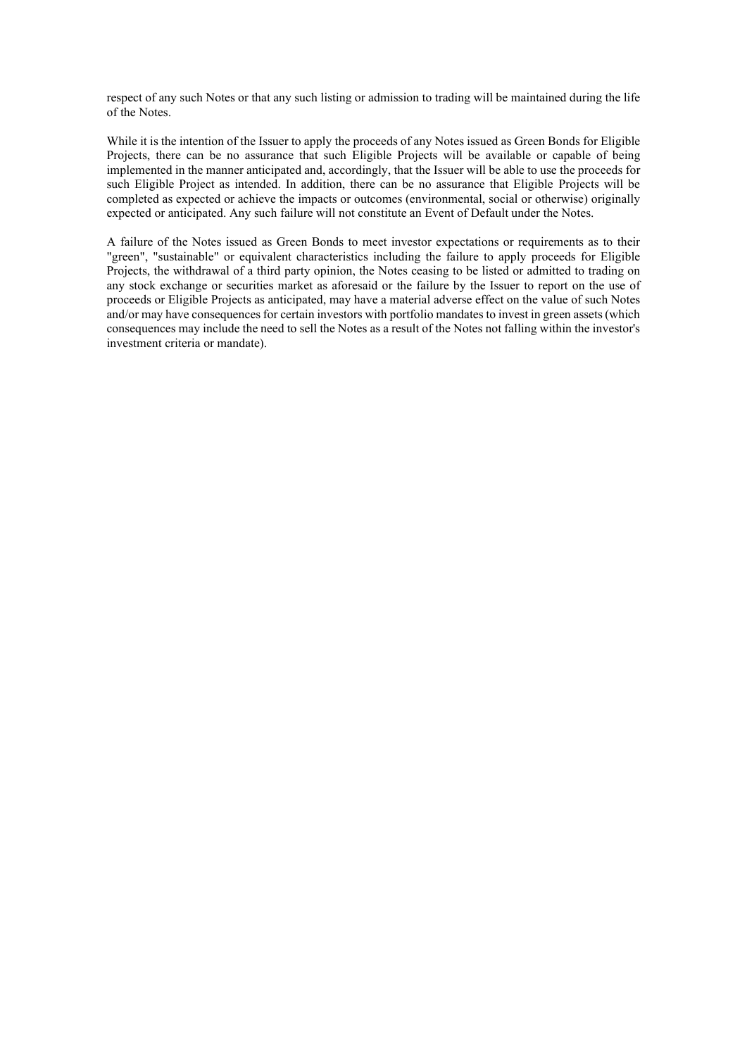respect of any such Notes or that any such listing or admission to trading will be maintained during the life of the Notes.

While it is the intention of the Issuer to apply the proceeds of any Notes issued as Green Bonds for Eligible Projects, there can be no assurance that such Eligible Projects will be available or capable of being implemented in the manner anticipated and, accordingly, that the Issuer will be able to use the proceeds for such Eligible Project as intended. In addition, there can be no assurance that Eligible Projects will be completed as expected or achieve the impacts or outcomes (environmental, social or otherwise) originally expected or anticipated. Any such failure will not constitute an Event of Default under the Notes.

A failure of the Notes issued as Green Bonds to meet investor expectations or requirements as to their "green", "sustainable" or equivalent characteristics including the failure to apply proceeds for Eligible Projects, the withdrawal of a third party opinion, the Notes ceasing to be listed or admitted to trading on any stock exchange or securities market as aforesaid or the failure by the Issuer to report on the use of proceeds or Eligible Projects as anticipated, may have a material adverse effect on the value of such Notes and/or may have consequences for certain investors with portfolio mandates to invest in green assets (which consequences may include the need to sell the Notes as a result of the Notes not falling within the investor's investment criteria or mandate).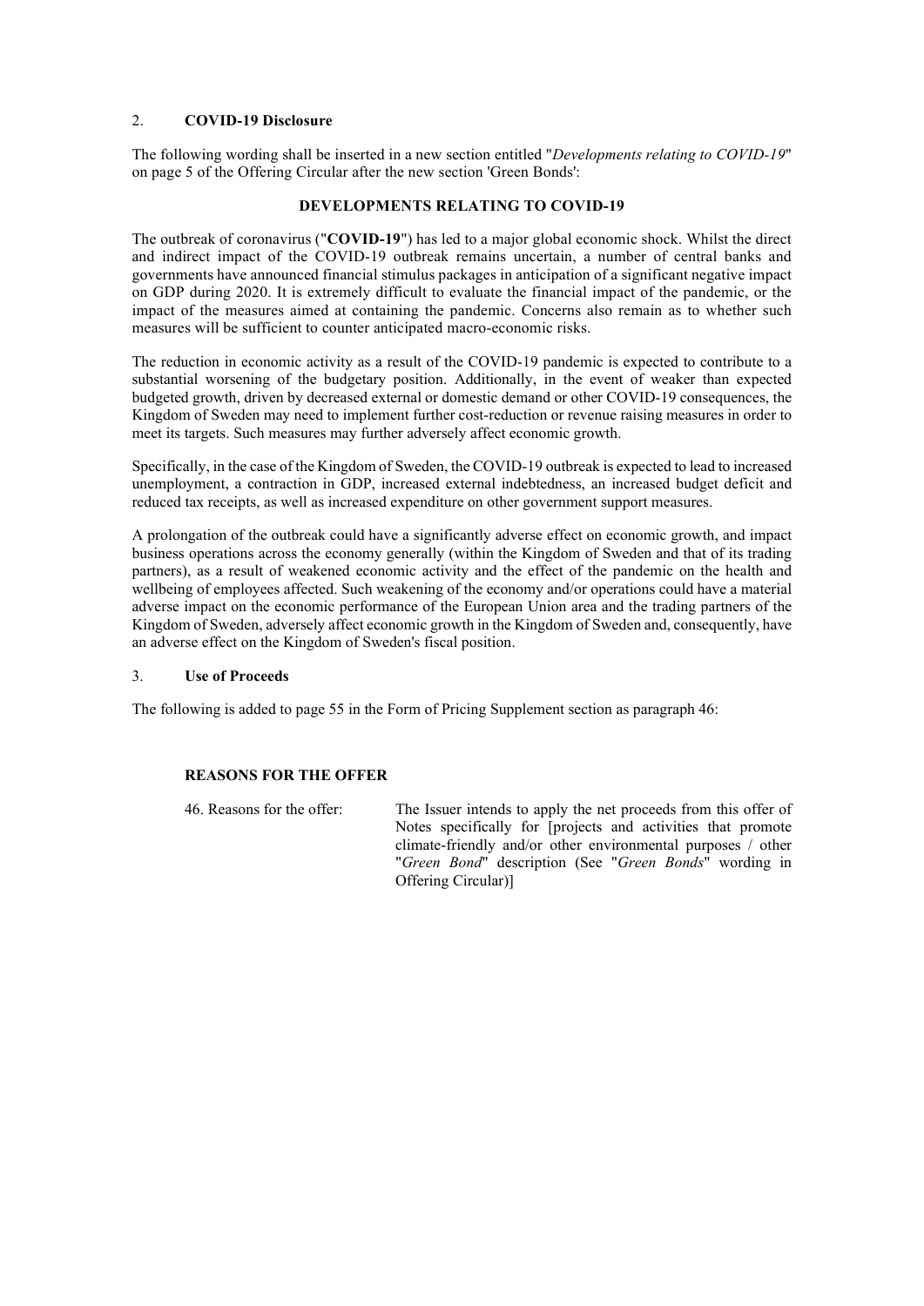## 2. COVID-19 Disclosure

The following wording shall be inserted in a new section entitled "*Developments relating to COVID-19*" on page 5 of the Offering Circular after the new section 'Green Bonds':

### DEVELOPMENTS RELATING TO COVID-19

The outbreak of coronavirus ("**COVID-19**") has led to a major global economic shock. Whilst the direct and indirect impact of the COVID-19 outbreak remains uncertain, a number of central banks and governments have announced financial stimulus packages in anticipation of a significant negative impact on GDP during 2020. It is extremely difficult to evaluate the financial impact of the pandemic, or the impact of the measures aimed at containing the pandemic. Concerns also remain as to whether such measures will be sufficient to counter anticipated macro-economic risks.

The reduction in economic activity as a result of the COVID-19 pandemic is expected to contribute to a substantial worsening of the budgetary position. Additionally, in the event of weaker than expected budgeted growth, driven by decreased external or domestic demand or other COVID-19 consequences, the Kingdom of Sweden may need to implement further cost-reduction or revenue raising measures in order to meet its targets. Such measures may further adversely affect economic growth.

Specifically, in the case of the Kingdom of Sweden, the COVID-19 outbreak is expected to lead to increased unemployment, a contraction in GDP, increased external indebtedness, an increased budget deficit and reduced tax receipts, as well as increased expenditure on other government support measures.

A prolongation of the outbreak could have a significantly adverse effect on economic growth, and impact business operations across the economy generally (within the Kingdom of Sweden and that of its trading partners), as a result of weakened economic activity and the effect of the pandemic on the health and wellbeing of employees affected. Such weakening of the economy and/or operations could have a material adverse impact on the economic performance of the European Union area and the trading partners of the Kingdom of Sweden, adversely affect economic growth in the Kingdom of Sweden and, consequently, have an adverse effect on the Kingdom of Sweden's fiscal position.

## 3. Use of Proceeds

The following is added to page 55 in the Form of Pricing Supplement section as paragraph 46:

**REASONS FOR THE OFFER**

| | |
|---|---|
| 46. Reasons for the offer: | The Issuer intends to apply the net proceeds from this offer of Notes specifically for [projects and activities that promote climate-friendly and/or other environmental purposes / other "*Green Bond*" description (See "*Green Bonds*" wording in Offering Circular)] |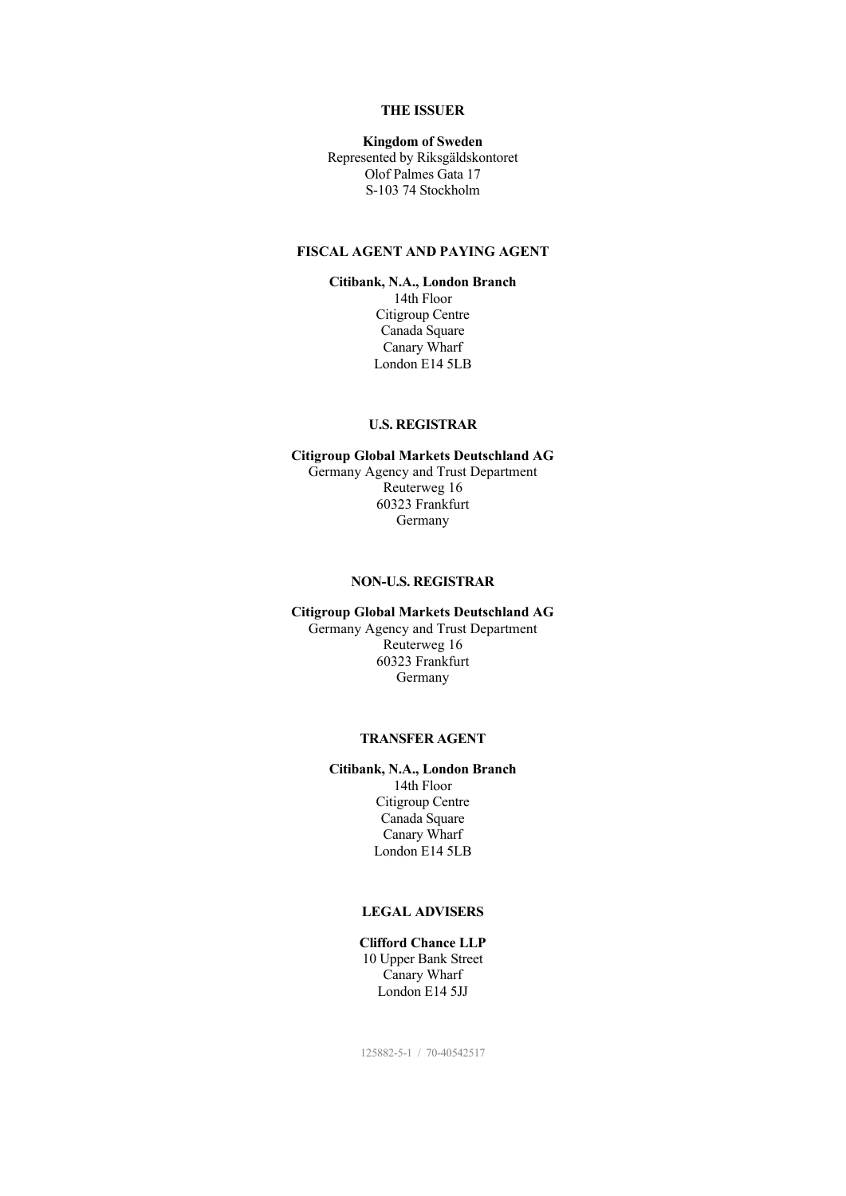**THE ISSUER**

**Kingdom of Sweden**
Represented by Riksgäldskontoret
Olof Palmes Gata 17
S-103 74 Stockholm

**FISCAL AGENT AND PAYING AGENT**

**Citibank, N.A., London Branch**
14th Floor
Citigroup Centre
Canada Square
Canary Wharf
London E14 5LB

**U.S. REGISTRAR**

**Citigroup Global Markets Deutschland AG**
Germany Agency and Trust Department
Reuterweg 16
60323 Frankfurt
Germany

**NON-U.S. REGISTRAR**

**Citigroup Global Markets Deutschland AG**
Germany Agency and Trust Department
Reuterweg 16
60323 Frankfurt
Germany

**TRANSFER AGENT**

**Citibank, N.A., London Branch**
14th Floor
Citigroup Centre
Canada Square
Canary Wharf
London E14 5LB

**LEGAL ADVISERS**

**Clifford Chance LLP**
10 Upper Bank Street
Canary Wharf
London E14 5JJ

125882-5-1 / 70-40542517